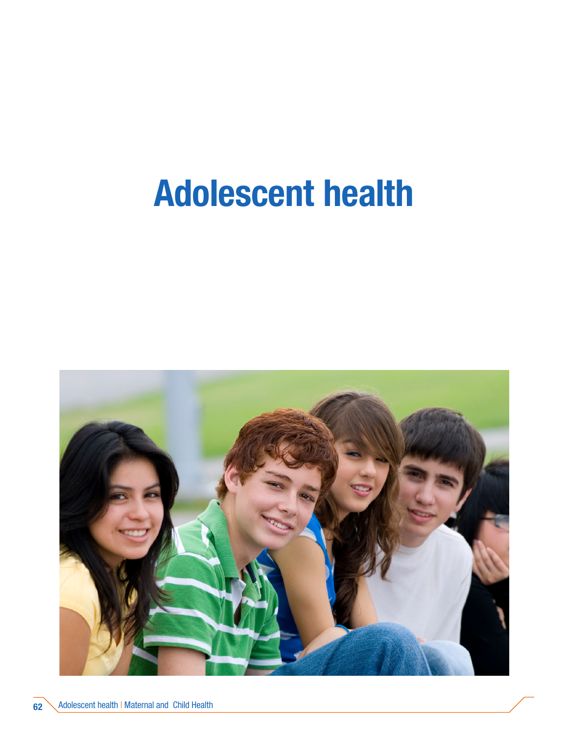# Adolescent health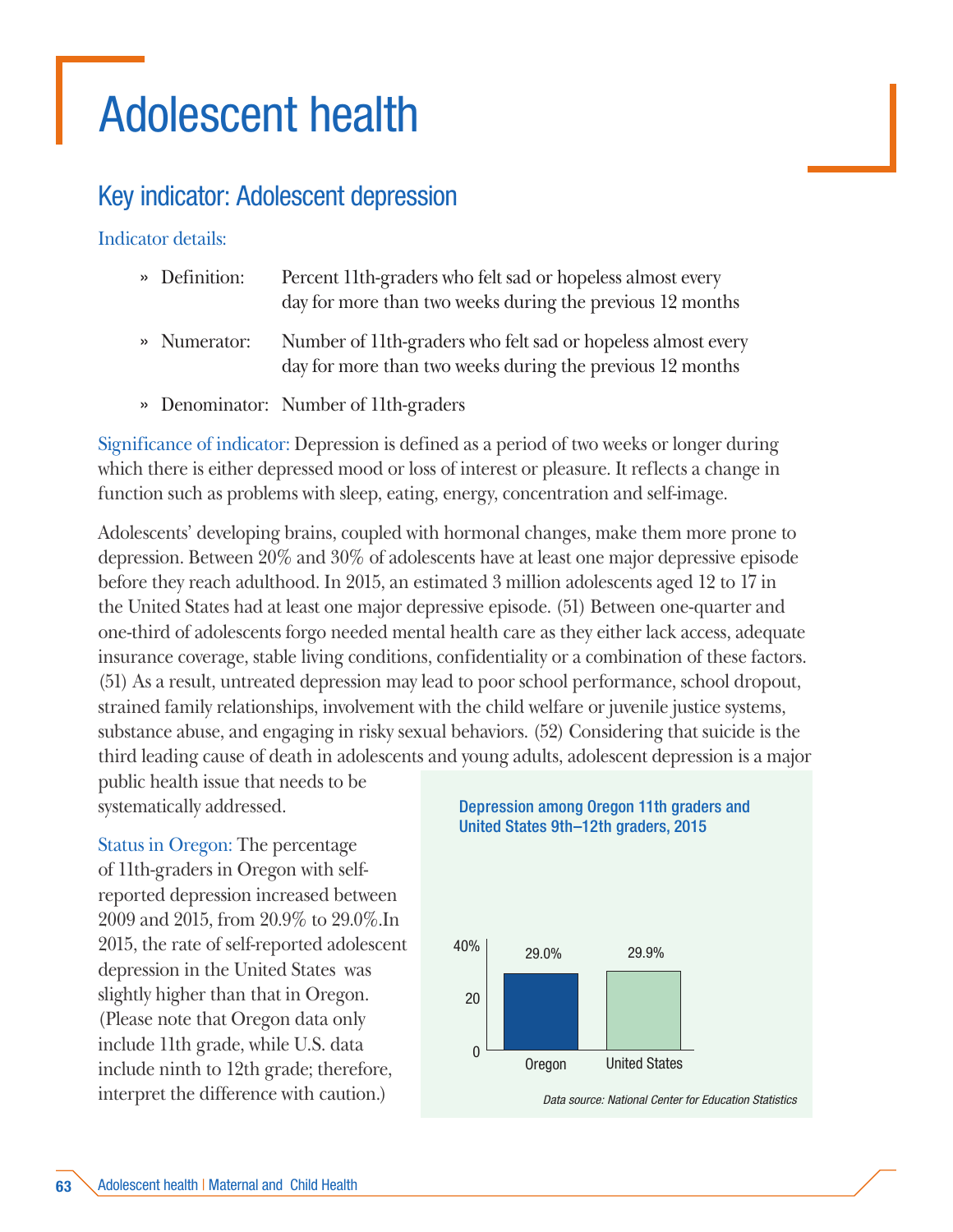# Adolescent health

## Key indicator: Adolescent depression

Indicator details:

- » Definition: Percent 11th-graders who felt sad or hopeless almost every day for more than two weeks during the previous 12 months
- » Numerator: Number of 11th-graders who felt sad or hopeless almost every day for more than two weeks during the previous 12 months
- » Denominator: Number of 11th-graders

Significance of indicator: Depression is defined as a period of two weeks or longer during which there is either depressed mood or loss of interest or pleasure. It reflects a change in function such as problems with sleep, eating, energy, concentration and self-image.

Adolescents' developing brains, coupled with hormonal changes, make them more prone to depression. Between 20% and 30% of adolescents have at least one major depressive episode before they reach adulthood. In 2015, an estimated 3 million adolescents aged 12 to 17 in the United States had at least one major depressive episode. (51) Between one-quarter and one-third of adolescents forgo needed mental health care as they either lack access, adequate insurance coverage, stable living conditions, confidentiality or a combination of these factors. (51) As a result, untreated depression may lead to poor school performance, school dropout, strained family relationships, involvement with the child welfare or juvenile justice systems, substance abuse, and engaging in risky sexual behaviors. (52) Considering that suicide is the third leading cause of death in adolescents and young adults, adolescent depression is a major public health issue that needs to be systematically addressed.

Status in Oregon: The percentage of 11th-graders in Oregon with self-reported depression increased between 2009 and 2015, from 20.9% to 29.0%.In 2015, the rate of self-reported adolescent depression in the United States was slightly higher than that in Oregon. (Please note that Oregon data only include 11th grade, while U.S. data include ninth to 12th grade; therefore, interpret the difference with caution.)

**Depression among Oregon 11th graders and United States 9th–12th graders, 2015**

| | Percent |
|---|---|
| Oregon | 29.0% |
| United States | 29.9% |

*Data source: National Center for Education Statistics*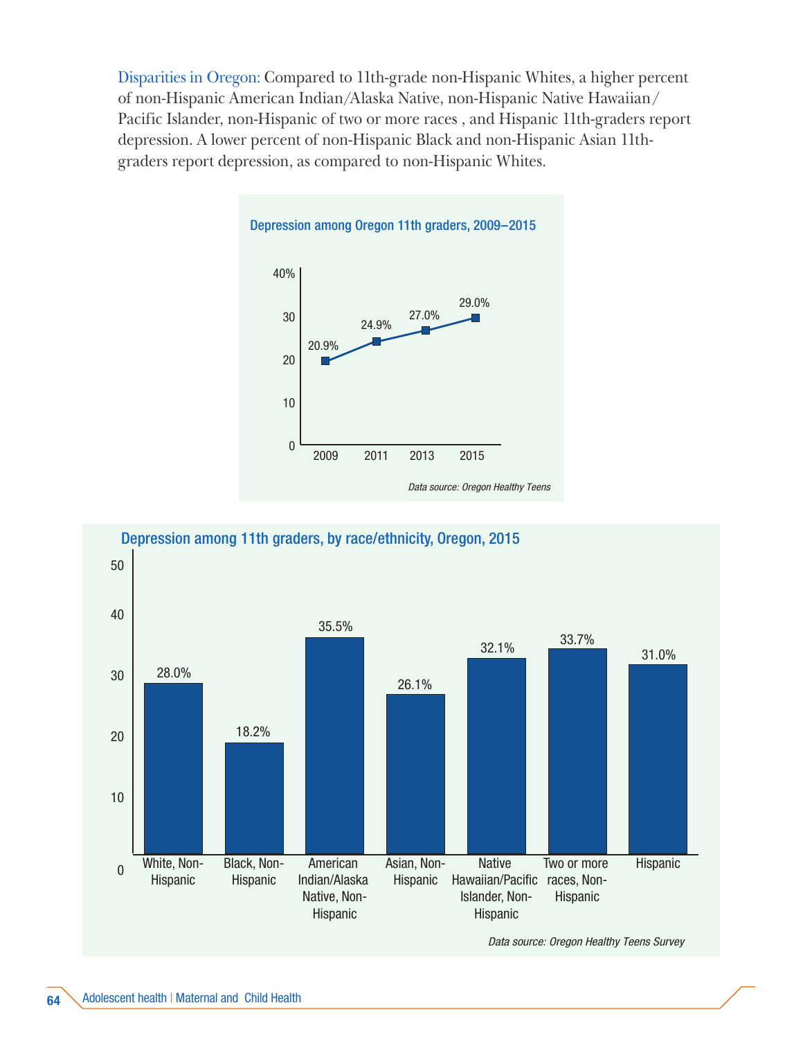Disparities in Oregon: Compared to 11th-grade non-Hispanic Whites, a higher percent of non-Hispanic American Indian/Alaska Native, non-Hispanic Native Hawaiian/ Pacific Islander, non-Hispanic of two or more races , and Hispanic 11th-graders report depression. A lower percent of non-Hispanic Black and non-Hispanic Asian 11th-graders report depression, as compared to non-Hispanic Whites.

**Depression among Oregon 11th graders, 2009–2015**

| Year | Percent |
|---|---|
| 2009 | 20.9% |
| 2011 | 24.9% |
| 2013 | 27.0% |
| 2015 | 29.0% |

*Data source: Oregon Healthy Teens*

**Depression among 11th graders, by race/ethnicity, Oregon, 2015**

| Race/ethnicity | Percent |
|---|---|
| White, Non-Hispanic | 28.0% |
| Black, Non-Hispanic | 18.2% |
| American Indian/Alaska Native, Non-Hispanic | 35.5% |
| Asian, Non-Hispanic | 26.1% |
| Native Hawaiian/Pacific Islander, Non-Hispanic | 32.1% |
| Two or more races, Non-Hispanic | 33.7% |
| Hispanic | 31.0% |

*Data source: Oregon Healthy Teens Survey*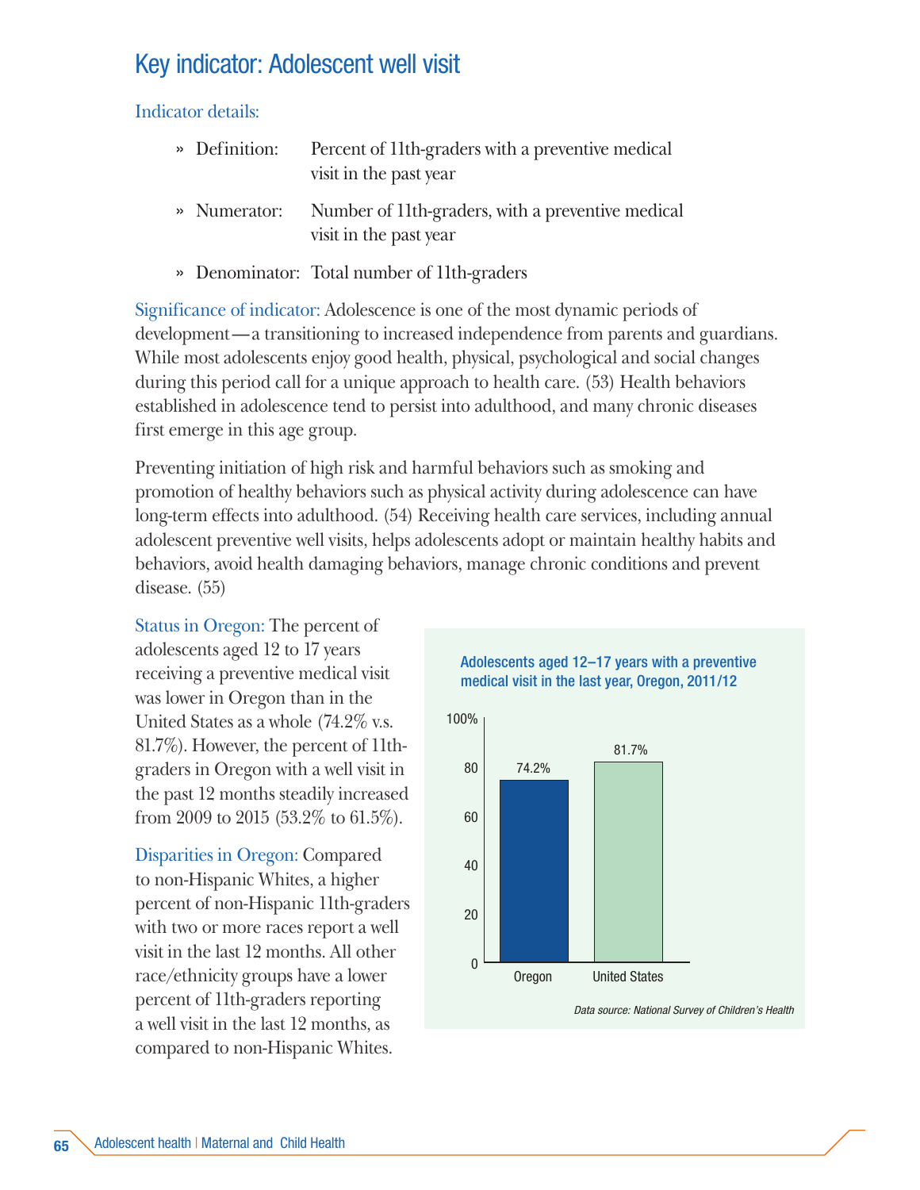# Key indicator: Adolescent well visit

### Indicator details:

- » Definition: Percent of 11th-graders with a preventive medical visit in the past year
- » Numerator: Number of 11th-graders, with a preventive medical visit in the past year
- » Denominator: Total number of 11th-graders

Significance of indicator: Adolescence is one of the most dynamic periods of development—a transitioning to increased independence from parents and guardians. While most adolescents enjoy good health, physical, psychological and social changes during this period call for a unique approach to health care. (53) Health behaviors established in adolescence tend to persist into adulthood, and many chronic diseases first emerge in this age group.

Preventing initiation of high risk and harmful behaviors such as smoking and promotion of healthy behaviors such as physical activity during adolescence can have long-term effects into adulthood. (54) Receiving health care services, including annual adolescent preventive well visits, helps adolescents adopt or maintain healthy habits and behaviors, avoid health damaging behaviors, manage chronic conditions and prevent disease. (55)

Status in Oregon: The percent of adolescents aged 12 to 17 years receiving a preventive medical visit was lower in Oregon than in the United States as a whole (74.2% v.s. 81.7%). However, the percent of 11th-graders in Oregon with a well visit in the past 12 months steadily increased from 2009 to 2015 (53.2% to 61.5%).

Disparities in Oregon: Compared to non-Hispanic Whites, a higher percent of non-Hispanic 11th-graders with two or more races report a well visit in the last 12 months. All other race/ethnicity groups have a lower percent of 11th-graders reporting a well visit in the last 12 months, as compared to non-Hispanic Whites.

**Adolescents aged 12–17 years with a preventive medical visit in the last year, Oregon, 2011/12**

| | Percent |
|---|---|
| Oregon | 74.2% |
| United States | 81.7% |

*Data source: National Survey of Children's Health*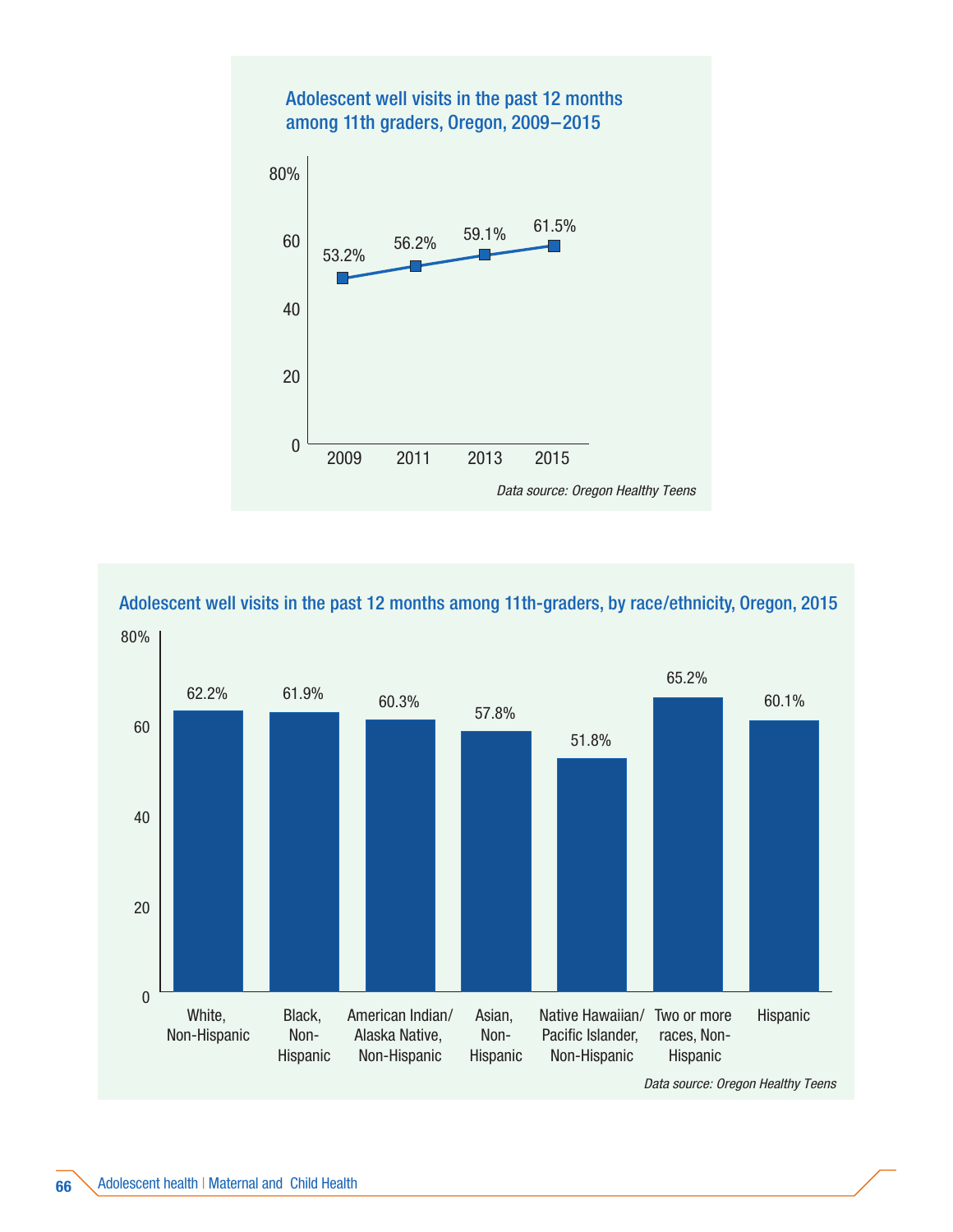### Adolescent well visits in the past 12 months among 11th graders, Oregon, 2009–2015

| Year | Percent |
|---|---|
| 2009 | 53.2% |
| 2011 | 56.2% |
| 2013 | 59.1% |
| 2015 | 61.5% |

*Data source: Oregon Healthy Teens*

### Adolescent well visits in the past 12 months among 11th-graders, by race/ethnicity, Oregon, 2015

| Race/ethnicity | Percent |
|---|---|
| White, Non-Hispanic | 62.2% |
| Black, Non-Hispanic | 61.9% |
| American Indian/ Alaska Native, Non-Hispanic | 60.3% |
| Asian, Non-Hispanic | 57.8% |
| Native Hawaiian/ Pacific Islander, Non-Hispanic | 51.8% |
| Two or more races, Non-Hispanic | 65.2% |
| Hispanic | 60.1% |

*Data source: Oregon Healthy Teens*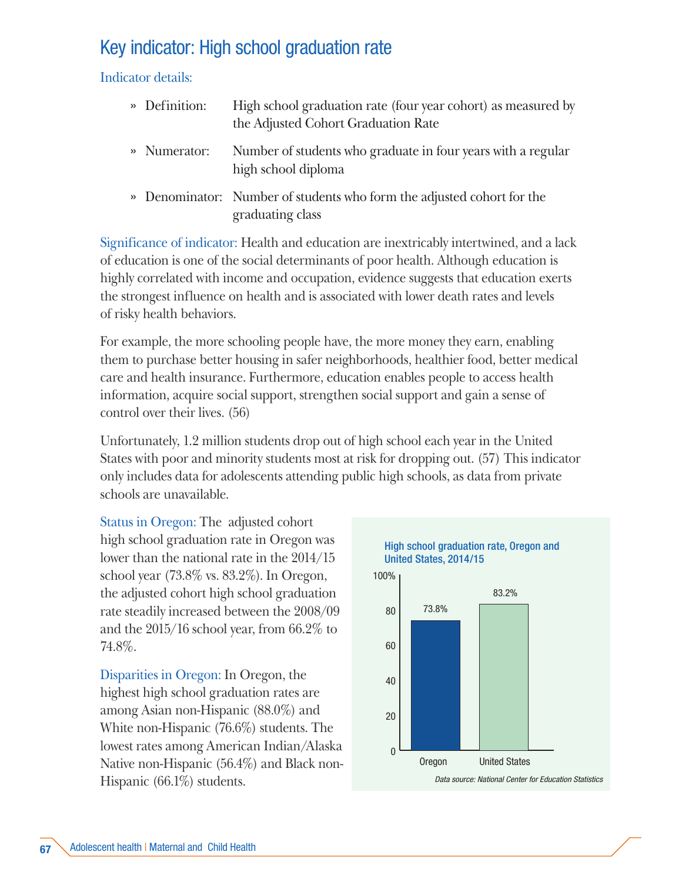## Key indicator: High school graduation rate

Indicator details:

- » Definition: High school graduation rate (four year cohort) as measured by the Adjusted Cohort Graduation Rate
- » Numerator: Number of students who graduate in four years with a regular high school diploma
- » Denominator: Number of students who form the adjusted cohort for the graduating class

Significance of indicator: Health and education are inextricably intertwined, and a lack of education is one of the social determinants of poor health. Although education is highly correlated with income and occupation, evidence suggests that education exerts the strongest influence on health and is associated with lower death rates and levels of risky health behaviors.

For example, the more schooling people have, the more money they earn, enabling them to purchase better housing in safer neighborhoods, healthier food, better medical care and health insurance. Furthermore, education enables people to access health information, acquire social support, strengthen social support and gain a sense of control over their lives. (56)

Unfortunately, 1.2 million students drop out of high school each year in the United States with poor and minority students most at risk for dropping out. (57) This indicator only includes data for adolescents attending public high schools, as data from private schools are unavailable.

Status in Oregon: The adjusted cohort high school graduation rate in Oregon was lower than the national rate in the 2014/15 school year (73.8% vs. 83.2%). In Oregon, the adjusted cohort high school graduation rate steadily increased between the 2008/09 and the 2015/16 school year, from 66.2% to 74.8%.

Disparities in Oregon: In Oregon, the highest high school graduation rates are among Asian non-Hispanic (88.0%) and White non-Hispanic (76.6%) students. The lowest rates among American Indian/Alaska Native non-Hispanic (56.4%) and Black non-Hispanic (66.1%) students.

**High school graduation rate, Oregon and United States, 2014/15**

| | Graduation rate |
|---|---|
| Oregon | 73.8% |
| United States | 83.2% |

*Data source: National Center for Education Statistics*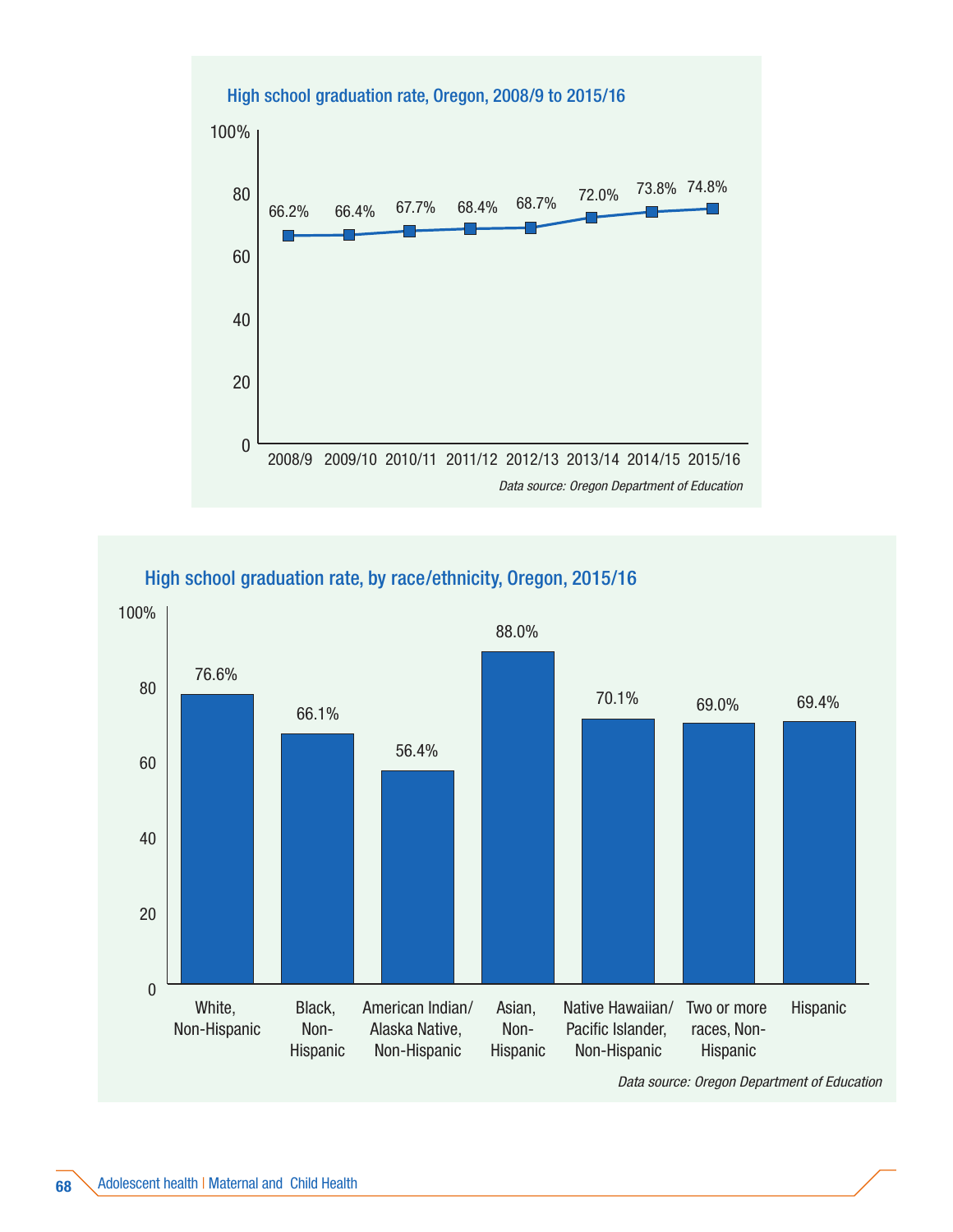High school graduation rate, Oregon, 2008/9 to 2015/16

100%
80
60
40
20
0

66.2% 66.4% 67.7% 68.4% 68.7% 72.0% 73.8% 74.8%

2008/9 2009/10 2010/11 2011/12 2012/13 2013/14 2014/15 2015/16

*Data source: Oregon Department of Education*

High school graduation rate, by race/ethnicity, Oregon, 2015/16

100%
80
60
40
20
0

76.6% 66.1% 56.4% 88.0% 70.1% 69.0% 69.4%

White, Non-Hispanic
Black, Non-Hispanic
American Indian/ Alaska Native, Non-Hispanic
Asian, Non-Hispanic
Native Hawaiian/ Pacific Islander, Non-Hispanic
Two or more races, Non-Hispanic
Hispanic

*Data source: Oregon Department of Education*